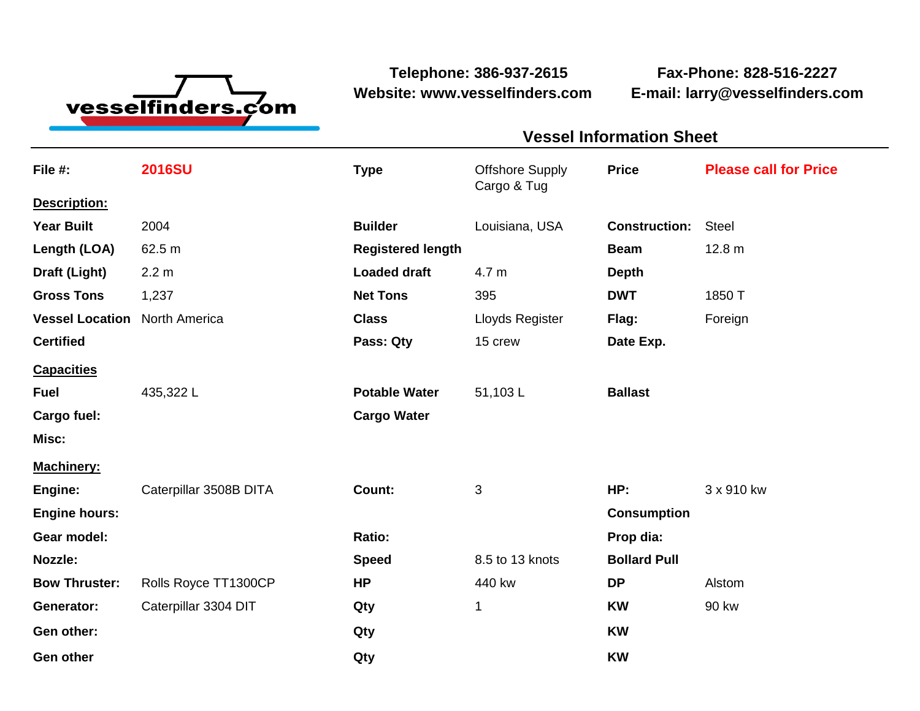vesselfinders.com

**Telephone: 386-937-2615**
**Website: www.vesselfinders.com**

**Fax-Phone: 828-516-2227**
**E-mail: larry@vesselfinders.com**

## Vessel Information Sheet

| **File #:** | **2016SU** | **Type** | Offshore Supply Cargo & Tug | **Price** | **Please call for Price** |
|---|---|---|---|---|---|
| **Description:** | | | | | |
| **Year Built** | 2004 | **Builder** | Louisiana, USA | **Construction:** | Steel |
| **Length (LOA)** | 62.5 m | **Registered length** | | **Beam** | 12.8 m |
| **Draft (Light)** | 2.2 m | **Loaded draft** | 4.7 m | **Depth** | |
| **Gross Tons** | 1,237 | **Net Tons** | 395 | **DWT** | 1850 T |
| **Vessel Location** | North America | **Class** | Lloyds Register | **Flag:** | Foreign |
| **Certified** | | **Pass: Qty** | 15 crew | **Date Exp.** | |
| **Capacities** | | | | | |
| **Fuel** | 435,322 L | **Potable Water** | 51,103 L | **Ballast** | |
| **Cargo fuel:** | | **Cargo Water** | | | |
| **Misc:** | | | | | |
| **Machinery:** | | | | | |
| **Engine:** | Caterpillar 3508B DITA | **Count:** | 3 | **HP:** | 3 x 910 kw |
| **Engine hours:** | | | | **Consumption** | |
| **Gear model:** | | **Ratio:** | | **Prop dia:** | |
| **Nozzle:** | | **Speed** | 8.5 to 13 knots | **Bollard Pull** | |
| **Bow Thruster:** | Rolls Royce TT1300CP | **HP** | 440 kw | **DP** | Alstom |
| **Generator:** | Caterpillar 3304 DIT | **Qty** | 1 | **KW** | 90 kw |
| **Gen other:** | | **Qty** | | **KW** | |
| **Gen other** | | **Qty** | | **KW** | |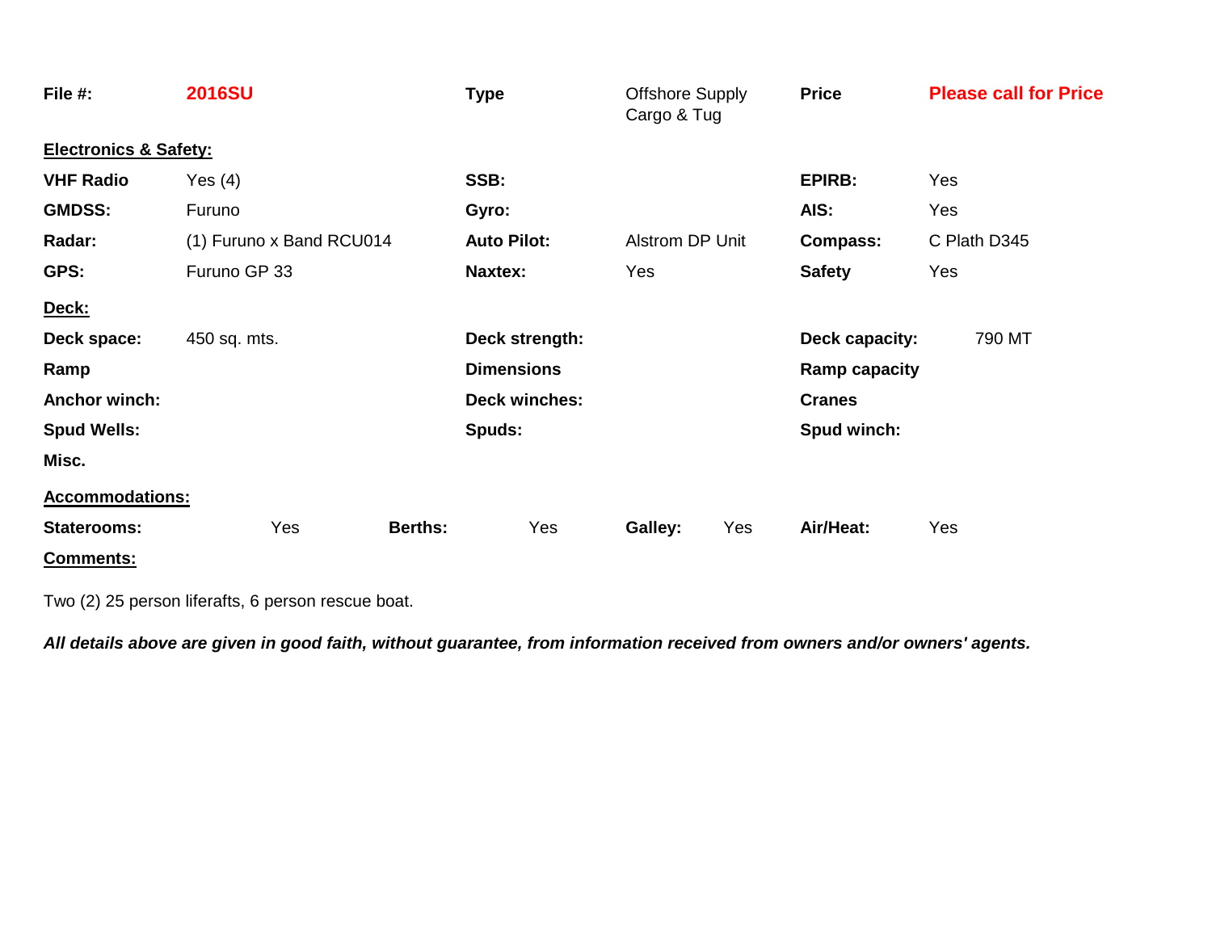| | | | | | |
|---|---|---|---|---|---|
| **File #:** | **2016SU** | **Type** | Offshore Supply Cargo & Tug | **Price** | **Please call for Price** |

**Electronics & Safety:**

| | | | | | |
|---|---|---|---|---|---|
| **VHF Radio** | Yes (4) | **SSB:** | | **EPIRB:** | Yes |
| **GMDSS:** | Furuno | **Gyro:** | | **AIS:** | Yes |
| **Radar:** | (1) Furuno x Band RCU014 | **Auto Pilot:** | Alstrom DP Unit | **Compass:** | C Plath D345 |
| **GPS:** | Furuno GP 33 | **Naxtex:** | Yes | **Safety** | Yes |

**Deck:**

| | | | | | |
|---|---|---|---|---|---|
| **Deck space:** | 450 sq. mts. | **Deck strength:** | | **Deck capacity:** | 790 MT |
| **Ramp** | | **Dimensions** | | **Ramp capacity** | |
| **Anchor winch:** | | **Deck winches:** | | **Cranes** | |
| **Spud Wells:** | | **Spuds:** | | **Spud winch:** | |
| **Misc.** | | | | | |

**Accommodations:**

| | | | | | | | |
|---|---|---|---|---|---|---|---|
| **Staterooms:** | Yes | **Berths:** | Yes | **Galley:** | Yes | **Air/Heat:** | Yes |

**Comments:**

Two (2) 25 person liferafts, 6 person rescue boat.

***All details above are given in good faith, without guarantee, from information received from owners and/or owners' agents.***